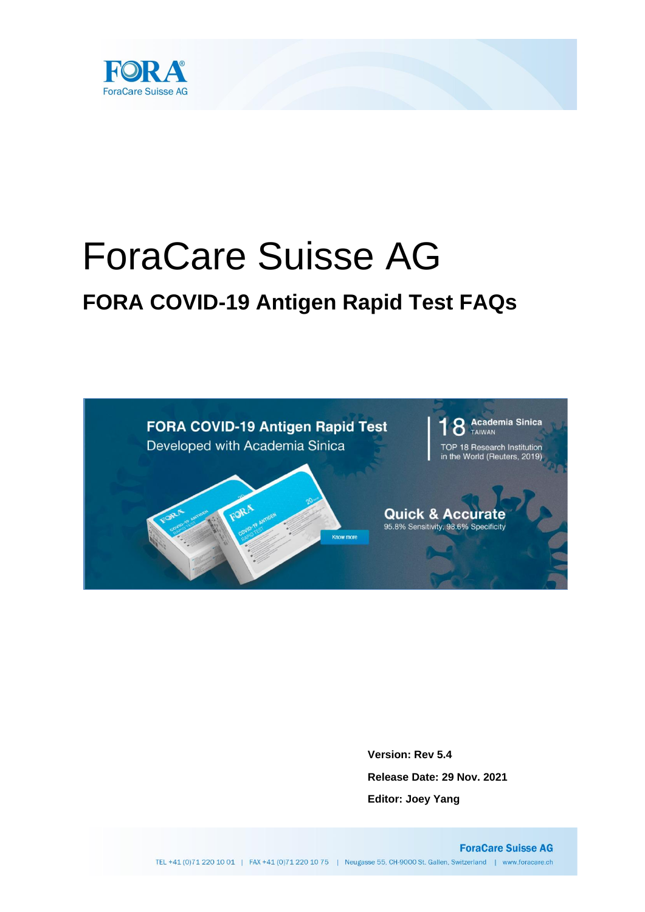# ForaCare Suisse AG

## FORA COVID-19 Antigen Rapid Test FAQs

**Version: Rev 5.4**

**Release Date: 29 Nov. 2021**

**Editor: Joey Yang**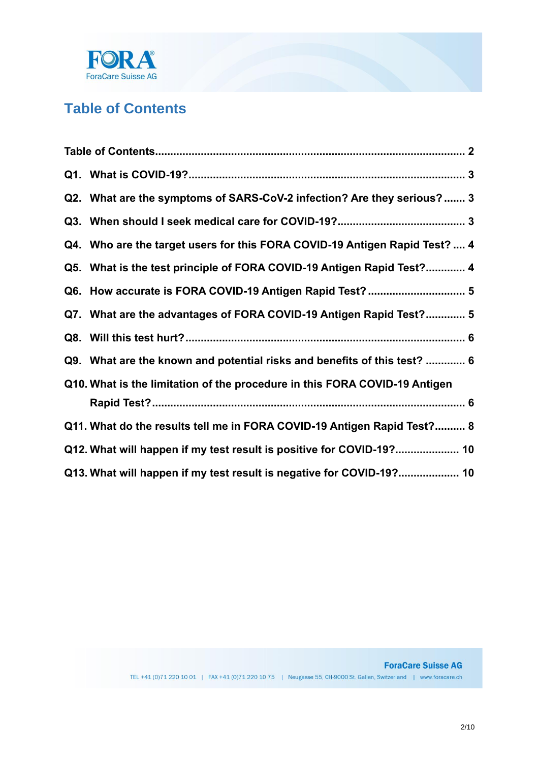# Table of Contents

Table of Contents .................................................................................................... 2

Q1. What is COVID-19? .......................................................................................... 3

Q2. What are the symptoms of SARS-CoV-2 infection? Are they serious? ....... 3

Q3. When should I seek medical care for COVID-19? ......................................... 3

Q4. Who are the target users for this FORA COVID-19 Antigen Rapid Test? .... 4

Q5. What is the test principle of FORA COVID-19 Antigen Rapid Test? ............ 4

Q6. How accurate is FORA COVID-19 Antigen Rapid Test? ............................... 5

Q7. What are the advantages of FORA COVID-19 Antigen Rapid Test? ............ 5

Q8. Will this test hurt? .......................................................................................... 6

Q9. What are the known and potential risks and benefits of this test? ............ 6

Q10. What is the limitation of the procedure in this FORA COVID-19 Antigen Rapid Test? ..................................................................................................... 6

Q11. What do the results tell me in FORA COVID-19 Antigen Rapid Test? .......... 8

Q12. What will happen if my test result is positive for COVID-19? ..................... 10

Q13. What will happen if my test result is negative for COVID-19? .................... 10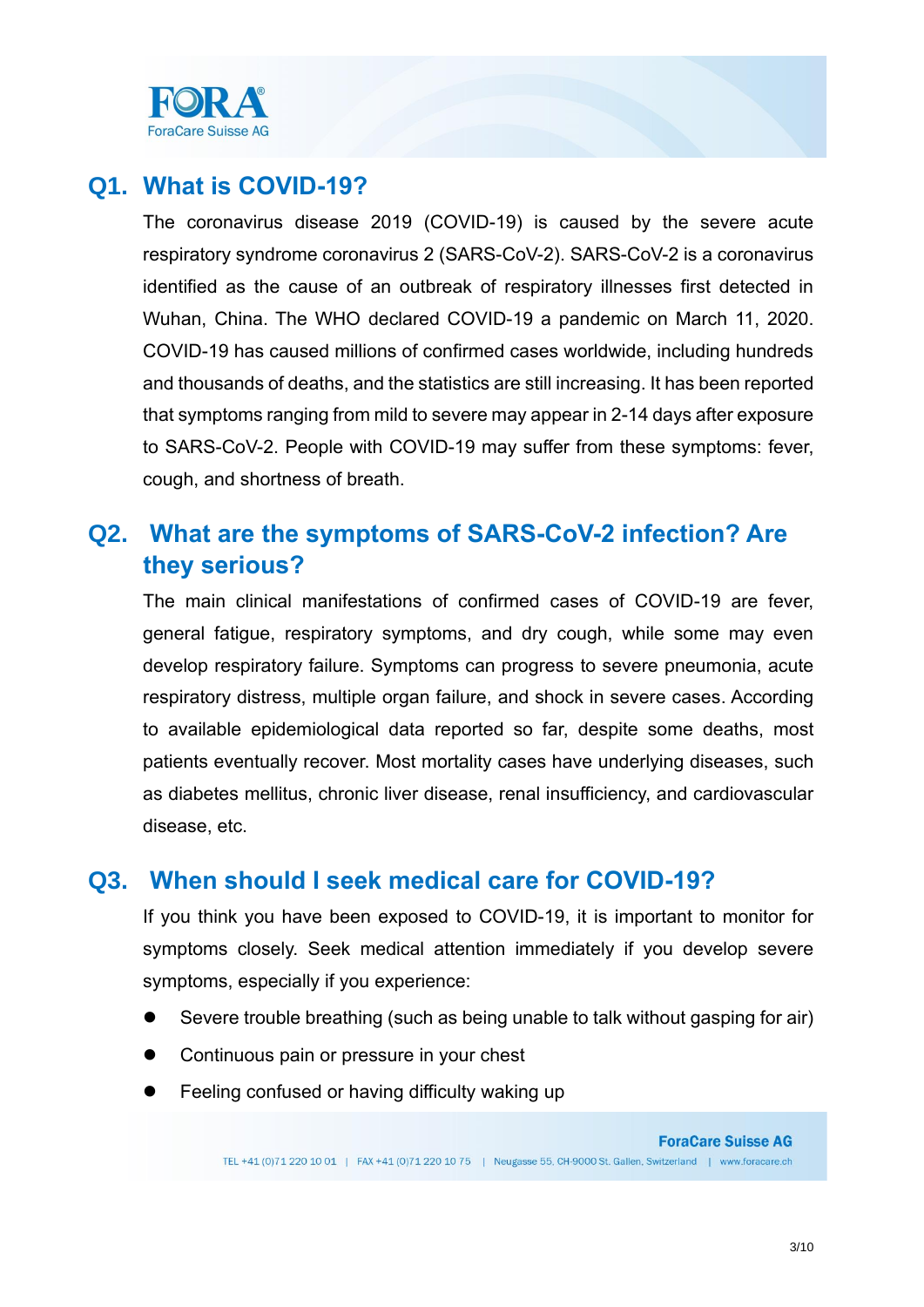## Q1. What is COVID-19?

The coronavirus disease 2019 (COVID-19) is caused by the severe acute respiratory syndrome coronavirus 2 (SARS-CoV-2). SARS-CoV-2 is a coronavirus identified as the cause of an outbreak of respiratory illnesses first detected in Wuhan, China. The WHO declared COVID-19 a pandemic on March 11, 2020. COVID-19 has caused millions of confirmed cases worldwide, including hundreds and thousands of deaths, and the statistics are still increasing. It has been reported that symptoms ranging from mild to severe may appear in 2-14 days after exposure to SARS-CoV-2. People with COVID-19 may suffer from these symptoms: fever, cough, and shortness of breath.

## Q2. What are the symptoms of SARS-CoV-2 infection? Are they serious?

The main clinical manifestations of confirmed cases of COVID-19 are fever, general fatigue, respiratory symptoms, and dry cough, while some may even develop respiratory failure. Symptoms can progress to severe pneumonia, acute respiratory distress, multiple organ failure, and shock in severe cases. According to available epidemiological data reported so far, despite some deaths, most patients eventually recover. Most mortality cases have underlying diseases, such as diabetes mellitus, chronic liver disease, renal insufficiency, and cardiovascular disease, etc.

## Q3. When should I seek medical care for COVID-19?

If you think you have been exposed to COVID-19, it is important to monitor for symptoms closely. Seek medical attention immediately if you develop severe symptoms, especially if you experience:

- Severe trouble breathing (such as being unable to talk without gasping for air)
- Continuous pain or pressure in your chest
- Feeling confused or having difficulty waking up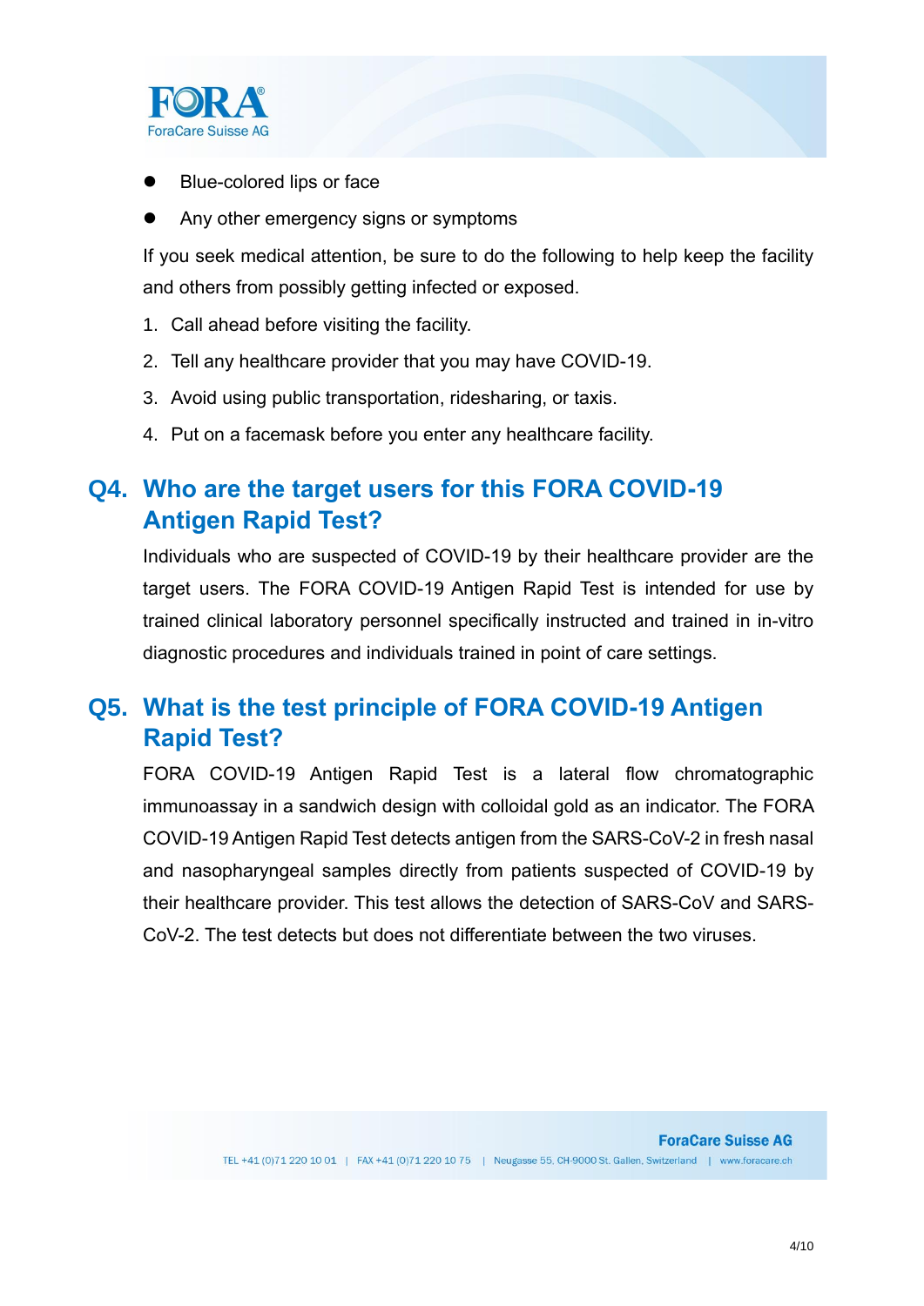- Blue-colored lips or face
- Any other emergency signs or symptoms

If you seek medical attention, be sure to do the following to help keep the facility and others from possibly getting infected or exposed.

1. Call ahead before visiting the facility.
2. Tell any healthcare provider that you may have COVID-19.
3. Avoid using public transportation, ridesharing, or taxis.
4. Put on a facemask before you enter any healthcare facility.

## Q4. Who are the target users for this FORA COVID-19 Antigen Rapid Test?

Individuals who are suspected of COVID-19 by their healthcare provider are the target users. The FORA COVID-19 Antigen Rapid Test is intended for use by trained clinical laboratory personnel specifically instructed and trained in in-vitro diagnostic procedures and individuals trained in point of care settings.

## Q5. What is the test principle of FORA COVID-19 Antigen Rapid Test?

FORA COVID-19 Antigen Rapid Test is a lateral flow chromatographic immunoassay in a sandwich design with colloidal gold as an indicator. The FORA COVID-19 Antigen Rapid Test detects antigen from the SARS-CoV-2 in fresh nasal and nasopharyngeal samples directly from patients suspected of COVID-19 by their healthcare provider. This test allows the detection of SARS-CoV and SARS-CoV-2. The test detects but does not differentiate between the two viruses.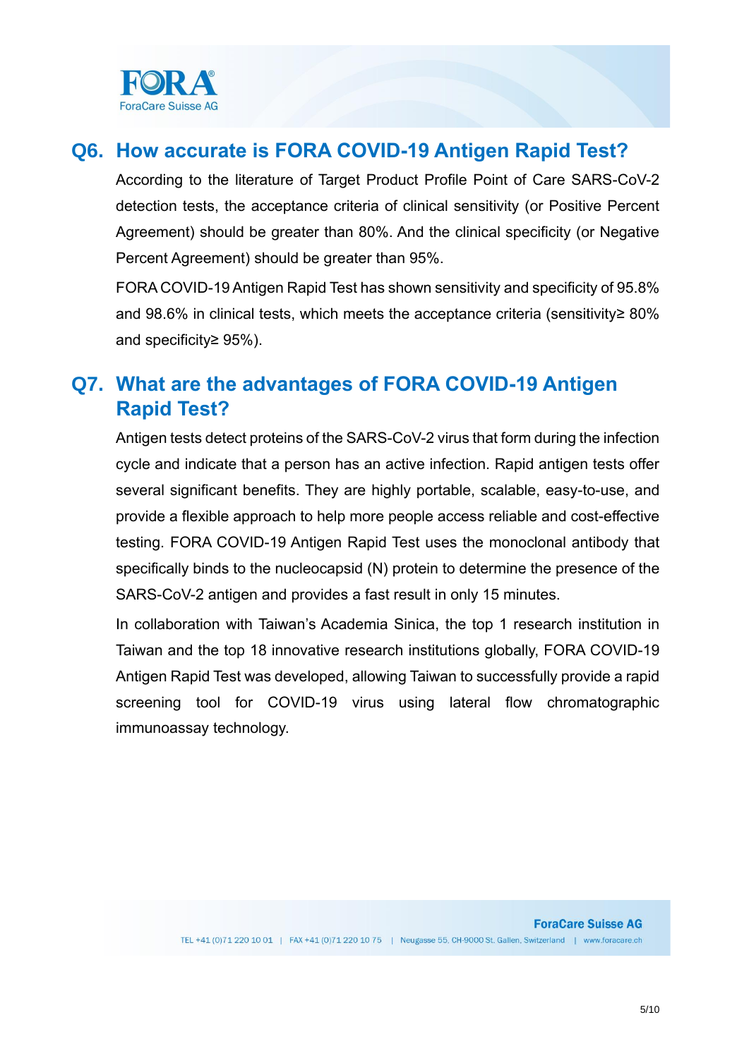## Q6. How accurate is FORA COVID-19 Antigen Rapid Test?

According to the literature of Target Product Profile Point of Care SARS-CoV-2 detection tests, the acceptance criteria of clinical sensitivity (or Positive Percent Agreement) should be greater than 80%. And the clinical specificity (or Negative Percent Agreement) should be greater than 95%.

FORA COVID-19 Antigen Rapid Test has shown sensitivity and specificity of 95.8% and 98.6% in clinical tests, which meets the acceptance criteria (sensitivity≥ 80% and specificity≥ 95%).

## Q7. What are the advantages of FORA COVID-19 Antigen Rapid Test?

Antigen tests detect proteins of the SARS-CoV-2 virus that form during the infection cycle and indicate that a person has an active infection. Rapid antigen tests offer several significant benefits. They are highly portable, scalable, easy-to-use, and provide a flexible approach to help more people access reliable and cost-effective testing. FORA COVID-19 Antigen Rapid Test uses the monoclonal antibody that specifically binds to the nucleocapsid (N) protein to determine the presence of the SARS-CoV-2 antigen and provides a fast result in only 15 minutes.

In collaboration with Taiwan's Academia Sinica, the top 1 research institution in Taiwan and the top 18 innovative research institutions globally, FORA COVID-19 Antigen Rapid Test was developed, allowing Taiwan to successfully provide a rapid screening tool for COVID-19 virus using lateral flow chromatographic immunoassay technology.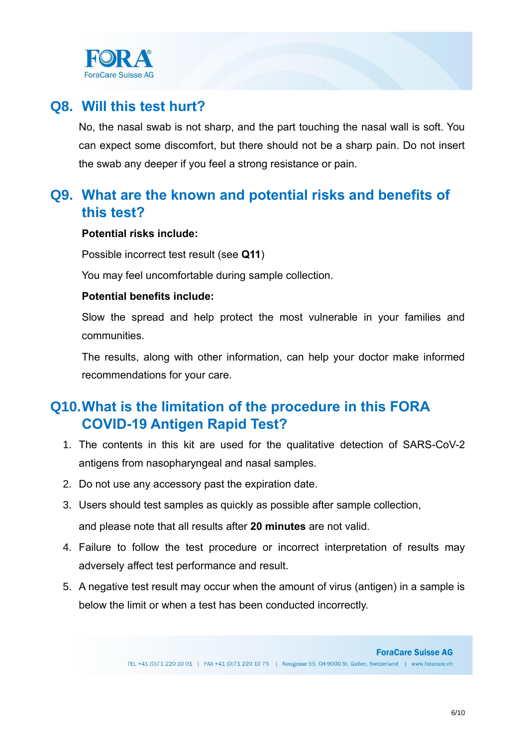## Q8. Will this test hurt?

No, the nasal swab is not sharp, and the part touching the nasal wall is soft. You can expect some discomfort, but there should not be a sharp pain. Do not insert the swab any deeper if you feel a strong resistance or pain.

## Q9. What are the known and potential risks and benefits of this test?

**Potential risks include:**

Possible incorrect test result (see **Q11**)

You may feel uncomfortable during sample collection.

**Potential benefits include:**

Slow the spread and help protect the most vulnerable in your families and communities.

The results, along with other information, can help your doctor make informed recommendations for your care.

## Q10. What is the limitation of the procedure in this FORA COVID-19 Antigen Rapid Test?

1. The contents in this kit are used for the qualitative detection of SARS-CoV-2 antigens from nasopharyngeal and nasal samples.
2. Do not use any accessory past the expiration date.
3. Users should test samples as quickly as possible after sample collection, and please note that all results after **20 minutes** are not valid.
4. Failure to follow the test procedure or incorrect interpretation of results may adversely affect test performance and result.
5. A negative test result may occur when the amount of virus (antigen) in a sample is below the limit or when a test has been conducted incorrectly.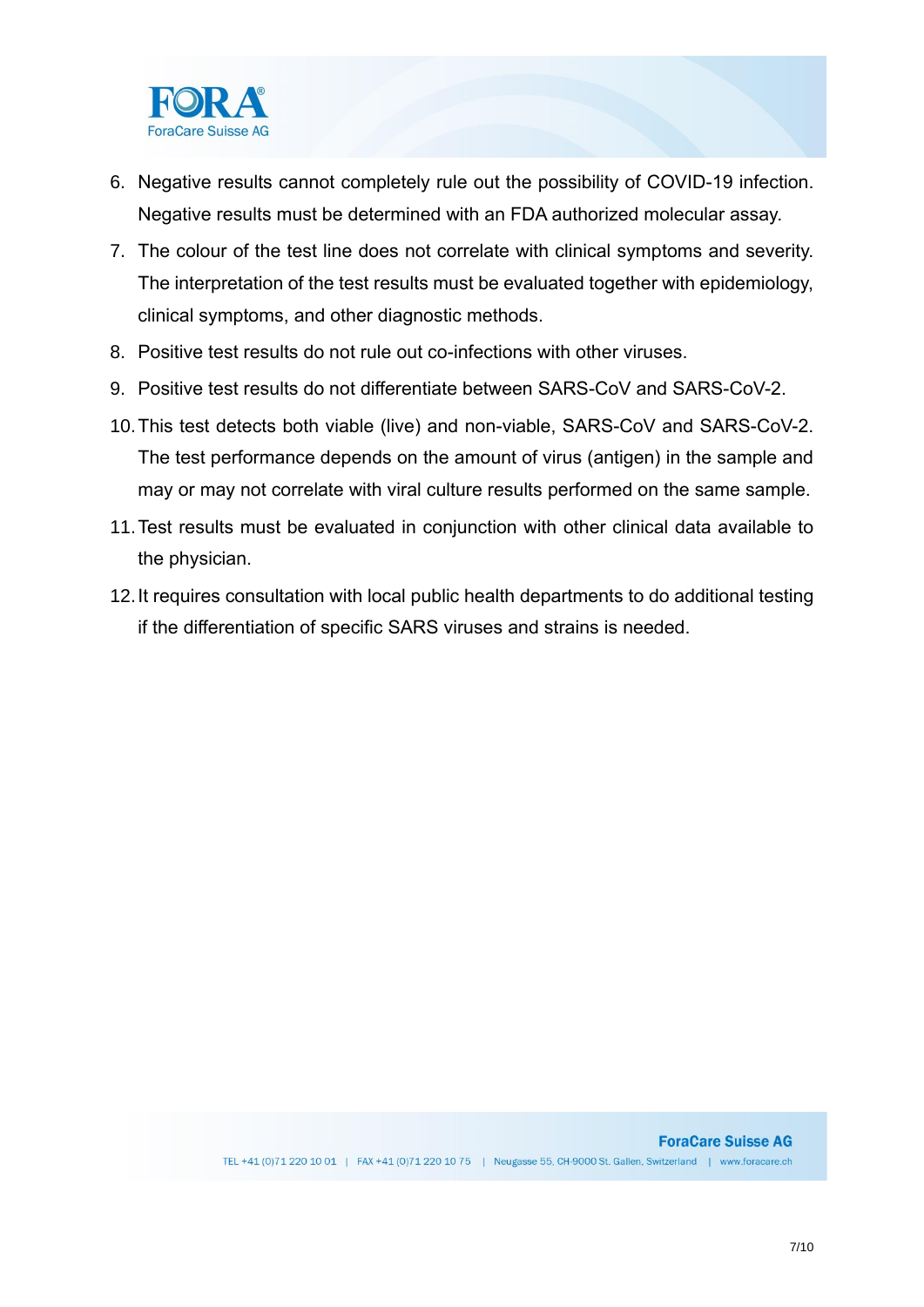6. Negative results cannot completely rule out the possibility of COVID-19 infection. Negative results must be determined with an FDA authorized molecular assay.
7. The colour of the test line does not correlate with clinical symptoms and severity. The interpretation of the test results must be evaluated together with epidemiology, clinical symptoms, and other diagnostic methods.
8. Positive test results do not rule out co-infections with other viruses.
9. Positive test results do not differentiate between SARS-CoV and SARS-CoV-2.
10. This test detects both viable (live) and non-viable, SARS-CoV and SARS-CoV-2. The test performance depends on the amount of virus (antigen) in the sample and may or may not correlate with viral culture results performed on the same sample.
11. Test results must be evaluated in conjunction with other clinical data available to the physician.
12. It requires consultation with local public health departments to do additional testing if the differentiation of specific SARS viruses and strains is needed.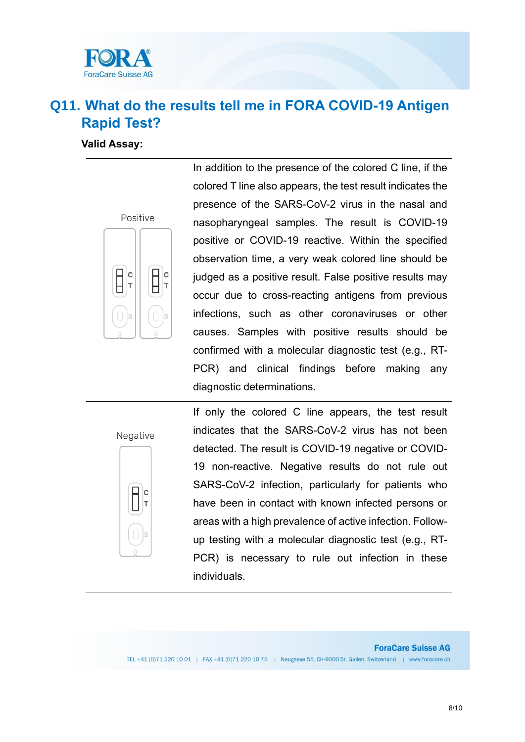## Q11. What do the results tell me in FORA COVID-19 Antigen Rapid Test?

**Valid Assay:**

| | |
|---|---|
| Positive | In addition to the presence of the colored C line, if the colored T line also appears, the test result indicates the presence of the SARS-CoV-2 virus in the nasal and nasopharyngeal samples. The result is COVID-19 positive or COVID-19 reactive. Within the specified observation time, a very weak colored line should be judged as a positive result. False positive results may occur due to cross-reacting antigens from previous infections, such as other coronaviruses or other causes. Samples with positive results should be confirmed with a molecular diagnostic test (e.g., RT-PCR) and clinical findings before making any diagnostic determinations. |
| Negative | If only the colored C line appears, the test result indicates that the SARS-CoV-2 virus has not been detected. The result is COVID-19 negative or COVID-19 non-reactive. Negative results do not rule out SARS-CoV-2 infection, particularly for patients who have been in contact with known infected persons or areas with a high prevalence of active infection. Follow-up testing with a molecular diagnostic test (e.g., RT-PCR) is necessary to rule out infection in these individuals. |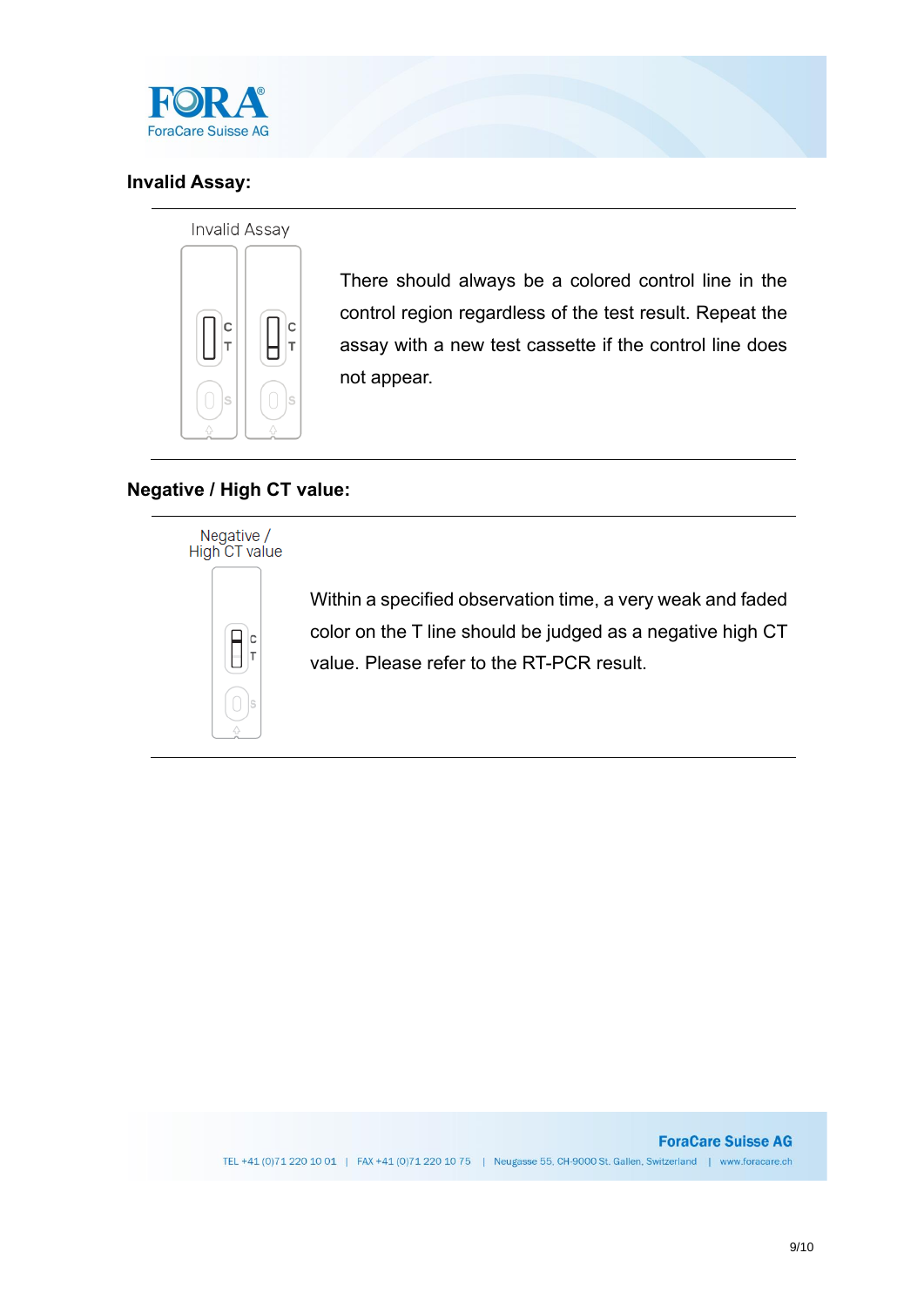**Invalid Assay:**

Invalid Assay

There should always be a colored control line in the control region regardless of the test result. Repeat the assay with a new test cassette if the control line does not appear.

**Negative / High CT value:**

Negative / High CT value

Within a specified observation time, a very weak and faded color on the T line should be judged as a negative high CT value. Please refer to the RT-PCR result.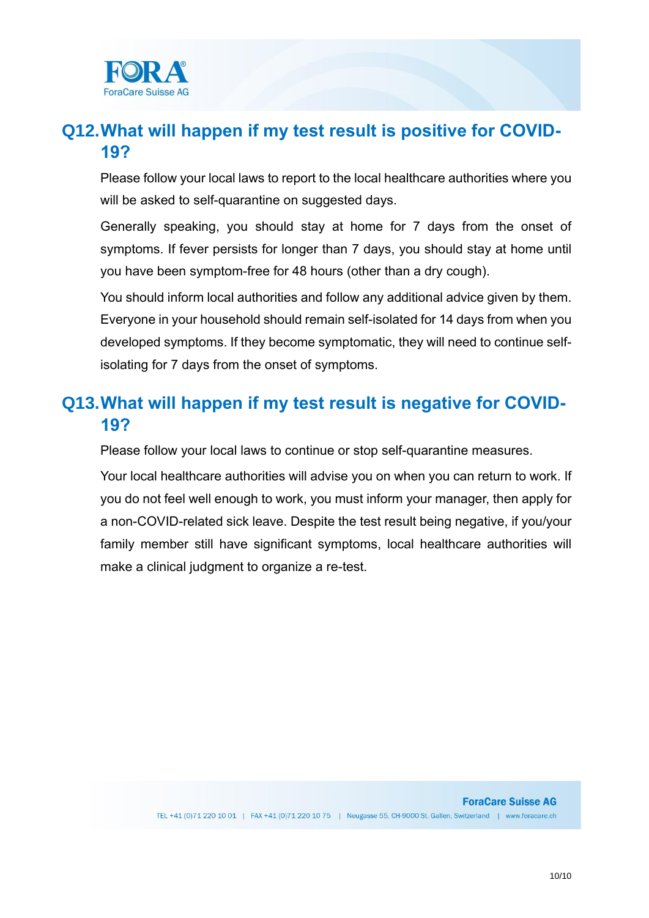## Q12. What will happen if my test result is positive for COVID-19?

Please follow your local laws to report to the local healthcare authorities where you will be asked to self-quarantine on suggested days.

Generally speaking, you should stay at home for 7 days from the onset of symptoms. If fever persists for longer than 7 days, you should stay at home until you have been symptom-free for 48 hours (other than a dry cough).

You should inform local authorities and follow any additional advice given by them. Everyone in your household should remain self-isolated for 14 days from when you developed symptoms. If they become symptomatic, they will need to continue self-isolating for 7 days from the onset of symptoms.

## Q13. What will happen if my test result is negative for COVID-19?

Please follow your local laws to continue or stop self-quarantine measures.

Your local healthcare authorities will advise you on when you can return to work. If you do not feel well enough to work, you must inform your manager, then apply for a non-COVID-related sick leave. Despite the test result being negative, if you/your family member still have significant symptoms, local healthcare authorities will make a clinical judgment to organize a re-test.